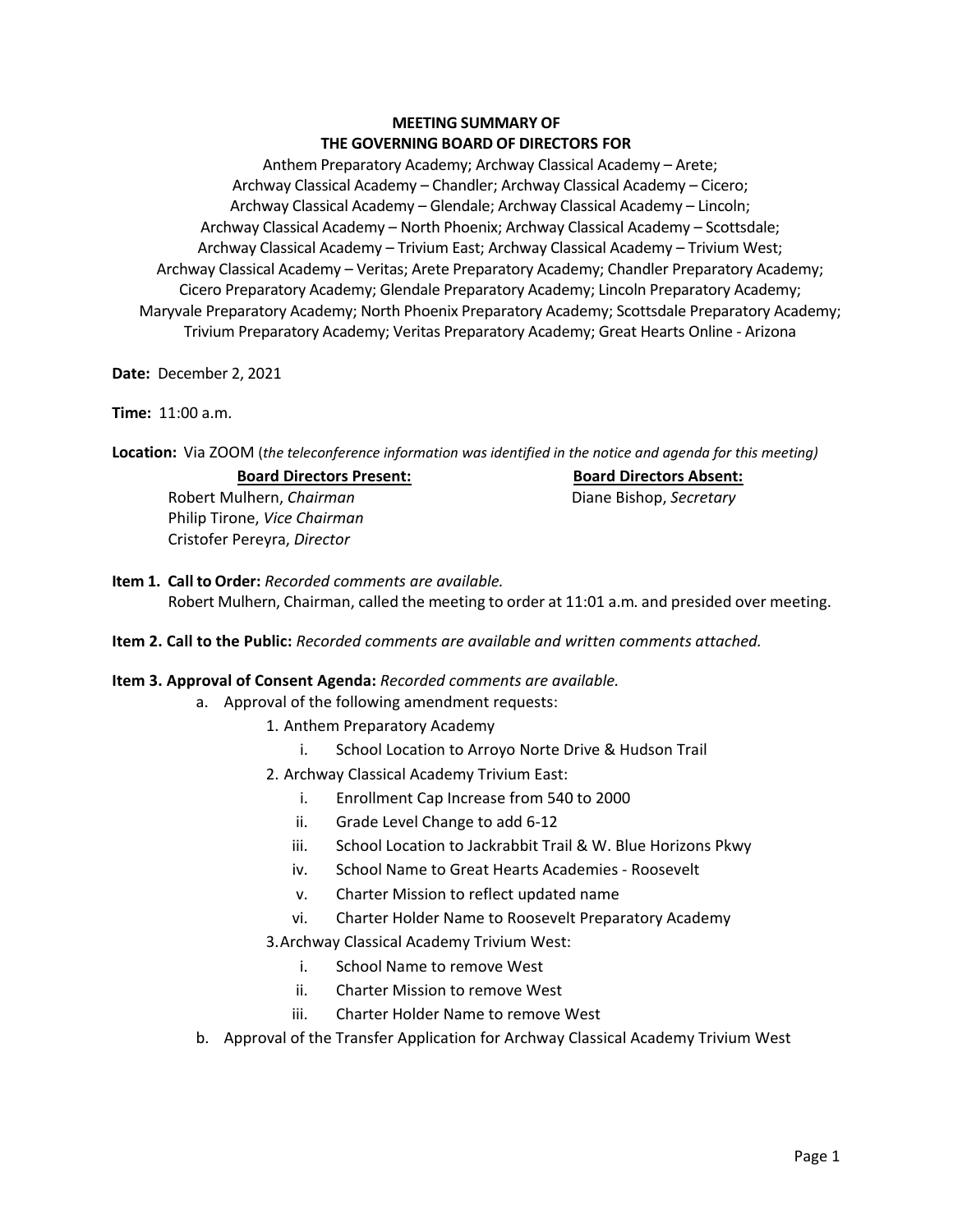**MEETING SUMMARY OF**
**THE GOVERNING BOARD OF DIRECTORS FOR**

Anthem Preparatory Academy; Archway Classical Academy – Arete;
Archway Classical Academy – Chandler; Archway Classical Academy – Cicero;
Archway Classical Academy – Glendale; Archway Classical Academy – Lincoln;
Archway Classical Academy – North Phoenix; Archway Classical Academy – Scottsdale;
Archway Classical Academy – Trivium East; Archway Classical Academy – Trivium West;
Archway Classical Academy – Veritas; Arete Preparatory Academy; Chandler Preparatory Academy;
Cicero Preparatory Academy; Glendale Preparatory Academy; Lincoln Preparatory Academy;
Maryvale Preparatory Academy; North Phoenix Preparatory Academy; Scottsdale Preparatory Academy;
Trivium Preparatory Academy; Veritas Preparatory Academy; Great Hearts Online - Arizona

**Date:** December 2, 2021

**Time:** 11:00 a.m.

**Location:** Via ZOOM (*the teleconference information was identified in the notice and agenda for this meeting)*

**Board Directors Present:**

Robert Mulhern, *Chairman*
Philip Tirone, *Vice Chairman*
Cristofer Pereyra, *Director*

**Board Directors Absent:**

Diane Bishop, *Secretary*

**Item 1. Call to Order:** *Recorded comments are available.*
Robert Mulhern, Chairman, called the meeting to order at 11:01 a.m. and presided over meeting.

**Item 2. Call to the Public:** *Recorded comments are available and written comments attached.*

**Item 3. Approval of Consent Agenda:** *Recorded comments are available.*

a. Approval of the following amendment requests:
   1. Anthem Preparatory Academy
      i. School Location to Arroyo Norte Drive & Hudson Trail
   2. Archway Classical Academy Trivium East:
      i. Enrollment Cap Increase from 540 to 2000
      ii. Grade Level Change to add 6-12
      iii. School Location to Jackrabbit Trail & W. Blue Horizons Pkwy
      iv. School Name to Great Hearts Academies - Roosevelt
      v. Charter Mission to reflect updated name
      vi. Charter Holder Name to Roosevelt Preparatory Academy
   3. Archway Classical Academy Trivium West:
      i. School Name to remove West
      ii. Charter Mission to remove West
      iii. Charter Holder Name to remove West

b. Approval of the Transfer Application for Archway Classical Academy Trivium West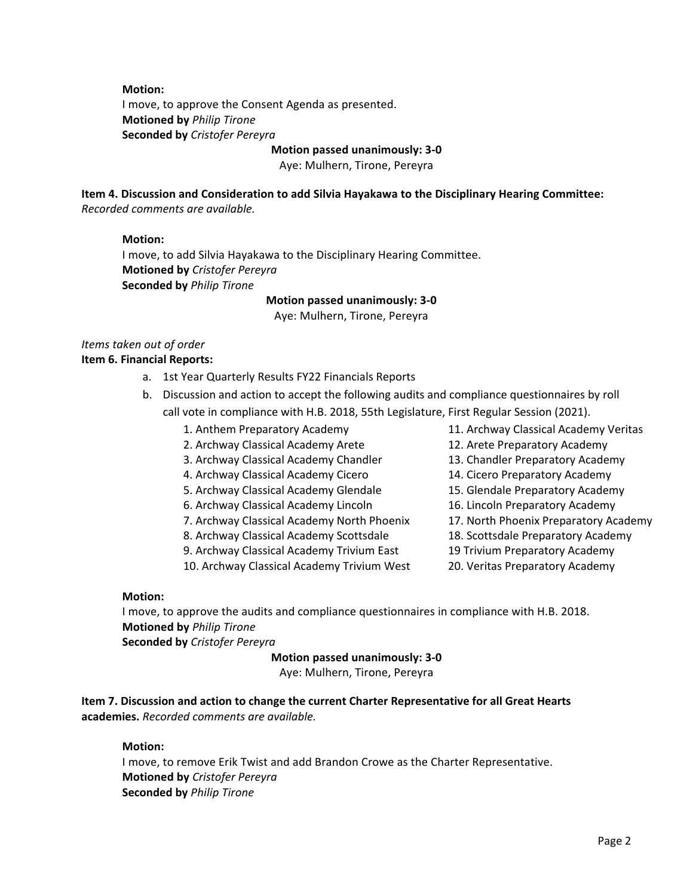**Motion:**
I move, to approve the Consent Agenda as presented.
**Motioned by** *Philip Tirone*
**Seconded by** *Cristofer Pereyra*

**Motion passed unanimously: 3-0**
Aye: Mulhern, Tirone, Pereyra

**Item 4. Discussion and Consideration to add Silvia Hayakawa to the Disciplinary Hearing Committee:**
*Recorded comments are available.*

**Motion:**
I move, to add Silvia Hayakawa to the Disciplinary Hearing Committee.
**Motioned by** *Cristofer Pereyra*
**Seconded by** *Philip Tirone*

**Motion passed unanimously: 3-0**
Aye: Mulhern, Tirone, Pereyra

*Items taken out of order*
**Item 6. Financial Reports:**

a. 1st Year Quarterly Results FY22 Financials Reports
b. Discussion and action to accept the following audits and compliance questionnaires by roll call vote in compliance with H.B. 2018, 55th Legislature, First Regular Session (2021).

1. Anthem Preparatory Academy
2. Archway Classical Academy Arete
3. Archway Classical Academy Chandler
4. Archway Classical Academy Cicero
5. Archway Classical Academy Glendale
6. Archway Classical Academy Lincoln
7. Archway Classical Academy North Phoenix
8. Archway Classical Academy Scottsdale
9. Archway Classical Academy Trivium East
10. Archway Classical Academy Trivium West
11. Archway Classical Academy Veritas
12. Arete Preparatory Academy
13. Chandler Preparatory Academy
14. Cicero Preparatory Academy
15. Glendale Preparatory Academy
16. Lincoln Preparatory Academy
17. North Phoenix Preparatory Academy
18. Scottsdale Preparatory Academy
19 Trivium Preparatory Academy
20. Veritas Preparatory Academy

**Motion:**
I move, to approve the audits and compliance questionnaires in compliance with H.B. 2018.
**Motioned by** *Philip Tirone*
**Seconded by** *Cristofer Pereyra*

**Motion passed unanimously: 3-0**
Aye: Mulhern, Tirone, Pereyra

**Item 7. Discussion and action to change the current Charter Representative for all Great Hearts academies.** *Recorded comments are available.*

**Motion:**
I move, to remove Erik Twist and add Brandon Crowe as the Charter Representative.
**Motioned by** *Cristofer Pereyra*
**Seconded by** *Philip Tirone*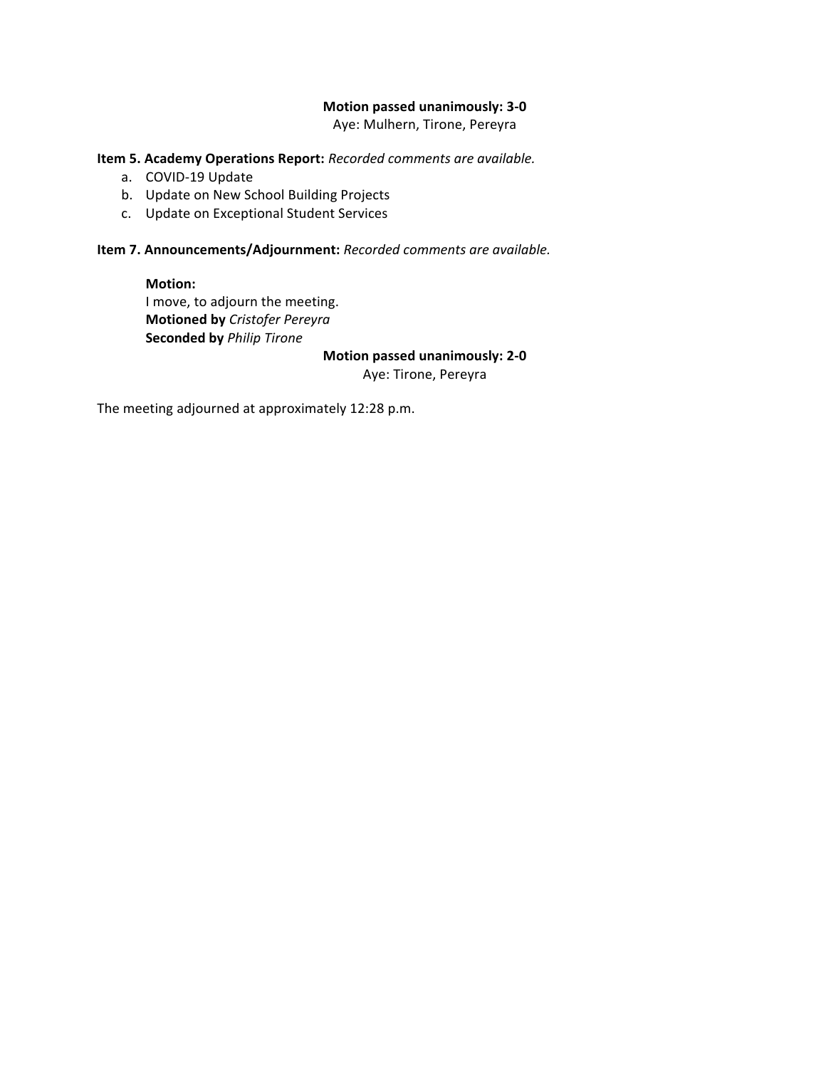**Motion passed unanimously: 3-0**
Aye: Mulhern, Tirone, Pereyra

**Item 5. Academy Operations Report:** *Recorded comments are available.*

a. COVID-19 Update
b. Update on New School Building Projects
c. Update on Exceptional Student Services

**Item 7. Announcements/Adjournment:** *Recorded comments are available.*

**Motion:**
I move, to adjourn the meeting.
**Motioned by** *Cristofer Pereyra*
**Seconded by** *Philip Tirone*

**Motion passed unanimously: 2-0**
Aye: Tirone, Pereyra

The meeting adjourned at approximately 12:28 p.m.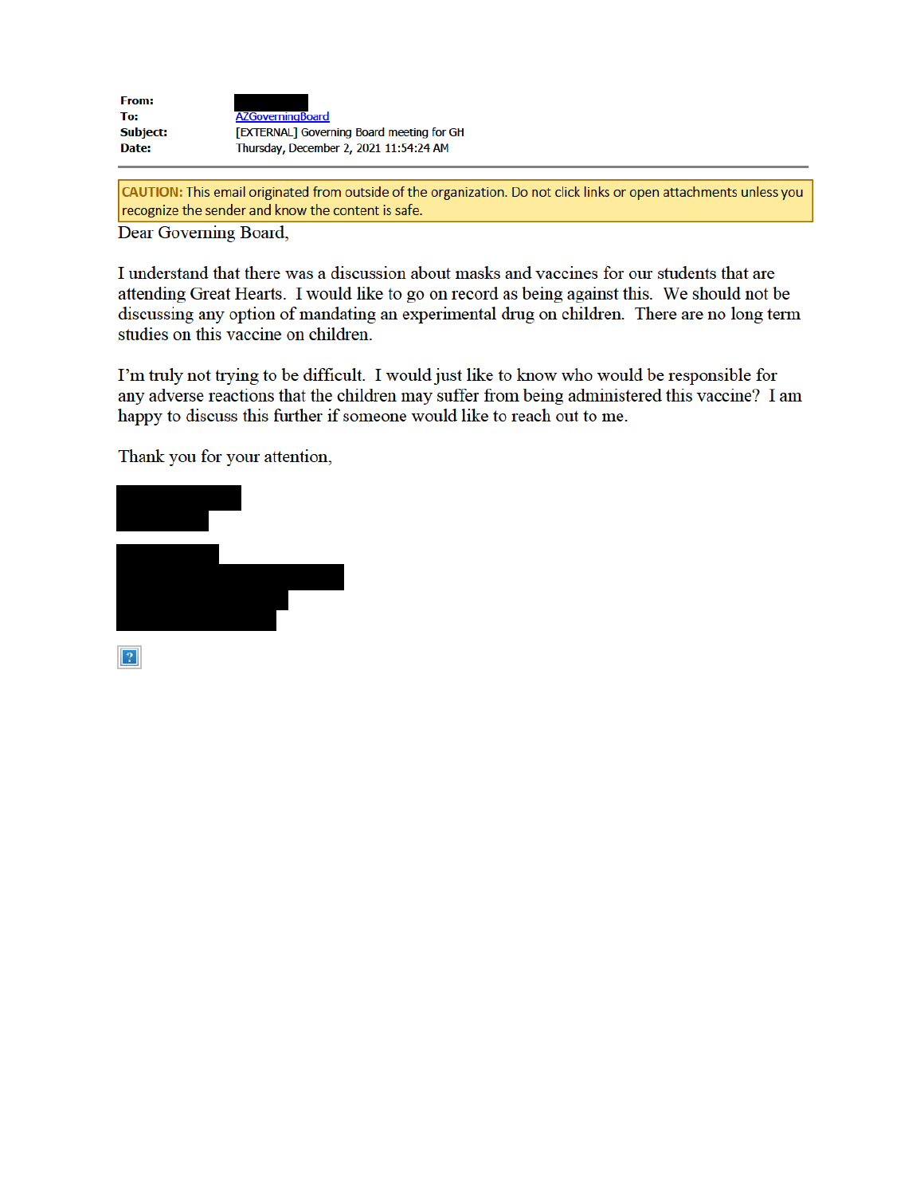**From:**
**To:** AZGoverningBoard
**Subject:** [EXTERNAL] Governing Board meeting for GH
**Date:** Thursday, December 2, 2021 11:54:24 AM

---

**CAUTION:** This email originated from outside of the organization. Do not click links or open attachments unless you recognize the sender and know the content is safe.

Dear Governing Board,

I understand that there was a discussion about masks and vaccines for our students that are attending Great Hearts. I would like to go on record as being against this. We should not be discussing any option of mandating an experimental drug on children. There are no long term studies on this vaccine on children.

I'm truly not trying to be difficult. I would just like to know who would be responsible for any adverse reactions that the children may suffer from being administered this vaccine? I am happy to discuss this further if someone would like to reach out to me.

Thank you for your attention,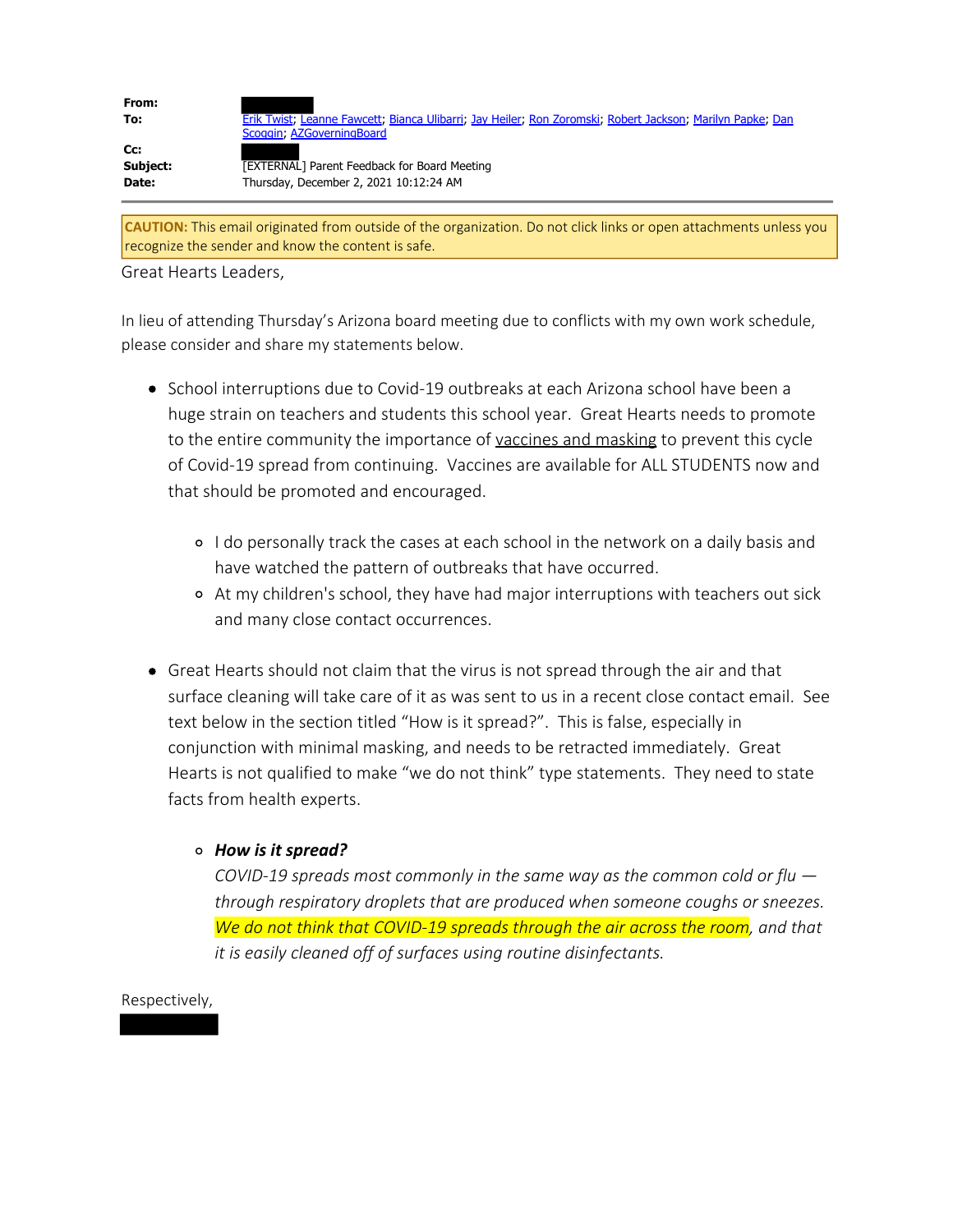**From:** 
**To:** Erik Twist; Leanne Fawcett; Bianca Ulibarri; Jay Heiler; Ron Zoromski; Robert Jackson; Marilyn Papke; Dan Scoggin; AZGoverningBoard
**Cc:** 
**Subject:** [EXTERNAL] Parent Feedback for Board Meeting
**Date:** Thursday, December 2, 2021 10:12:24 AM

---

**CAUTION:** This email originated from outside of the organization. Do not click links or open attachments unless you recognize the sender and know the content is safe.

Great Hearts Leaders,

In lieu of attending Thursday's Arizona board meeting due to conflicts with my own work schedule, please consider and share my statements below.

- School interruptions due to Covid-19 outbreaks at each Arizona school have been a huge strain on teachers and students this school year. Great Hearts needs to promote to the entire community the importance of vaccines and masking to prevent this cycle of Covid-19 spread from continuing. Vaccines are available for ALL STUDENTS now and that should be promoted and encouraged.
  - I do personally track the cases at each school in the network on a daily basis and have watched the pattern of outbreaks that have occurred.
  - At my children's school, they have had major interruptions with teachers out sick and many close contact occurrences.
- Great Hearts should not claim that the virus is not spread through the air and that surface cleaning will take care of it as was sent to us in a recent close contact email. See text below in the section titled "How is it spread?". This is false, especially in conjunction with minimal masking, and needs to be retracted immediately. Great Hearts is not qualified to make "we do not think" type statements. They need to state facts from health experts.
  - ***How is it spread?***
    *COVID-19 spreads most commonly in the same way as the common cold or flu — through respiratory droplets that are produced when someone coughs or sneezes. We do not think that COVID-19 spreads through the air across the room, and that it is easily cleaned off of surfaces using routine disinfectants.*

Respectively,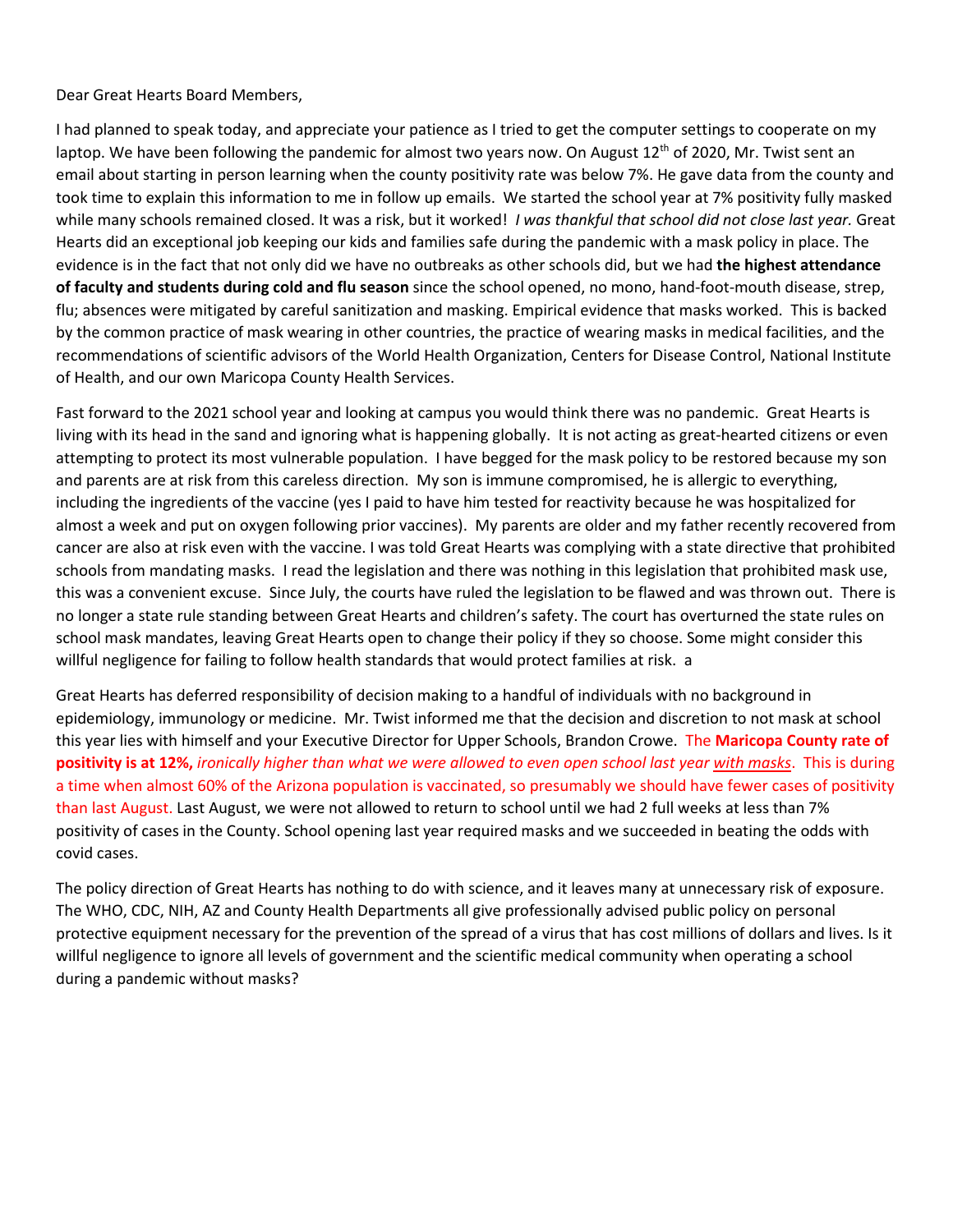Dear Great Hearts Board Members,

I had planned to speak today, and appreciate your patience as I tried to get the computer settings to cooperate on my laptop. We have been following the pandemic for almost two years now. On August 12th of 2020, Mr. Twist sent an email about starting in person learning when the county positivity rate was below 7%. He gave data from the county and took time to explain this information to me in follow up emails. We started the school year at 7% positivity fully masked while many schools remained closed. It was a risk, but it worked! *I was thankful that school did not close last year.* Great Hearts did an exceptional job keeping our kids and families safe during the pandemic with a mask policy in place. The evidence is in the fact that not only did we have no outbreaks as other schools did, but we had **the highest attendance of faculty and students during cold and flu season** since the school opened, no mono, hand-foot-mouth disease, strep, flu; absences were mitigated by careful sanitization and masking. Empirical evidence that masks worked. This is backed by the common practice of mask wearing in other countries, the practice of wearing masks in medical facilities, and the recommendations of scientific advisors of the World Health Organization, Centers for Disease Control, National Institute of Health, and our own Maricopa County Health Services.

Fast forward to the 2021 school year and looking at campus you would think there was no pandemic. Great Hearts is living with its head in the sand and ignoring what is happening globally. It is not acting as great-hearted citizens or even attempting to protect its most vulnerable population. I have begged for the mask policy to be restored because my son and parents are at risk from this careless direction. My son is immune compromised, he is allergic to everything, including the ingredients of the vaccine (yes I paid to have him tested for reactivity because he was hospitalized for almost a week and put on oxygen following prior vaccines). My parents are older and my father recently recovered from cancer are also at risk even with the vaccine. I was told Great Hearts was complying with a state directive that prohibited schools from mandating masks. I read the legislation and there was nothing in this legislation that prohibited mask use, this was a convenient excuse. Since July, the courts have ruled the legislation to be flawed and was thrown out. There is no longer a state rule standing between Great Hearts and children's safety. The court has overturned the state rules on school mask mandates, leaving Great Hearts open to change their policy if they so choose. Some might consider this willful negligence for failing to follow health standards that would protect families at risk. a

Great Hearts has deferred responsibility of decision making to a handful of individuals with no background in epidemiology, immunology or medicine. Mr. Twist informed me that the decision and discretion to not mask at school this year lies with himself and your Executive Director for Upper Schools, Brandon Crowe. The **Maricopa County rate of positivity is at 12%,** *ironically higher than what we were allowed to even open school last year with masks*. This is during a time when almost 60% of the Arizona population is vaccinated, so presumably we should have fewer cases of positivity than last August. Last August, we were not allowed to return to school until we had 2 full weeks at less than 7% positivity of cases in the County. School opening last year required masks and we succeeded in beating the odds with covid cases.

The policy direction of Great Hearts has nothing to do with science, and it leaves many at unnecessary risk of exposure. The WHO, CDC, NIH, AZ and County Health Departments all give professionally advised public policy on personal protective equipment necessary for the prevention of the spread of a virus that has cost millions of dollars and lives. Is it willful negligence to ignore all levels of government and the scientific medical community when operating a school during a pandemic without masks?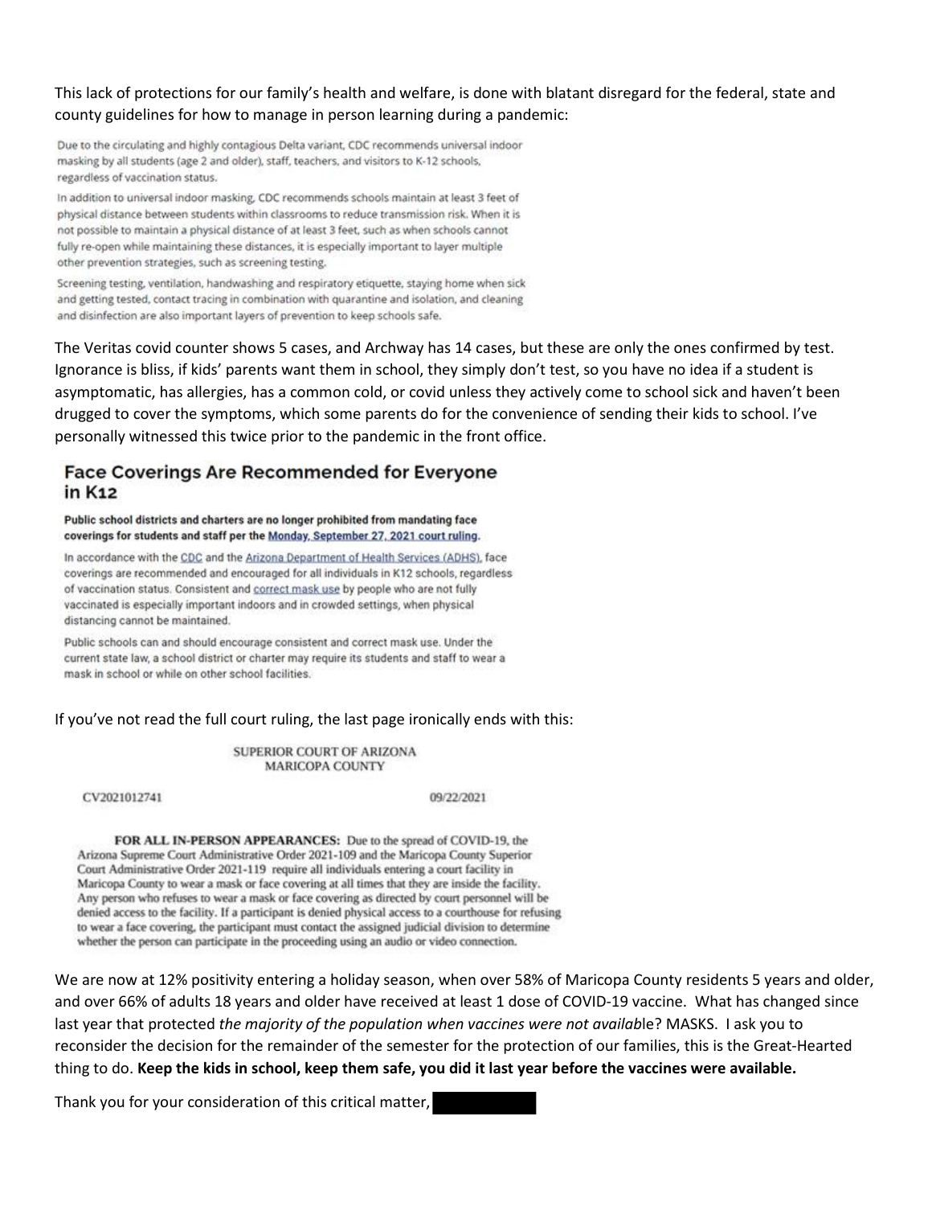This lack of protections for our family's health and welfare, is done with blatant disregard for the federal, state and county guidelines for how to manage in person learning during a pandemic:

> Due to the circulating and highly contagious Delta variant, CDC recommends universal indoor masking by all students (age 2 and older), staff, teachers, and visitors to K-12 schools, regardless of vaccination status.
>
> In addition to universal indoor masking, CDC recommends schools maintain at least 3 feet of physical distance between students within classrooms to reduce transmission risk. When it is not possible to maintain a physical distance of at least 3 feet, such as when schools cannot fully re-open while maintaining these distances, it is especially important to layer multiple other prevention strategies, such as screening testing.
>
> Screening testing, ventilation, handwashing and respiratory etiquette, staying home when sick and getting tested, contact tracing in combination with quarantine and isolation, and cleaning and disinfection are also important layers of prevention to keep schools safe.

The Veritas covid counter shows 5 cases, and Archway has 14 cases, but these are only the ones confirmed by test. Ignorance is bliss, if kids' parents want them in school, they simply don't test, so you have no idea if a student is asymptomatic, has allergies, has a common cold, or covid unless they actively come to school sick and haven't been drugged to cover the symptoms, which some parents do for the convenience of sending their kids to school. I've personally witnessed this twice prior to the pandemic in the front office.

> ## Face Coverings Are Recommended for Everyone in K12
>
> **Public school districts and charters are no longer prohibited from mandating face coverings for students and staff per the Monday, September 27, 2021 court ruling.**
>
> In accordance with the CDC and the Arizona Department of Health Services (ADHS), face coverings are recommended and encouraged for all individuals in K12 schools, regardless of vaccination status. Consistent and correct mask use by people who are not fully vaccinated is especially important indoors and in crowded settings, when physical distancing cannot be maintained.
>
> Public schools can and should encourage consistent and correct mask use. Under the current state law, a school district or charter may require its students and staff to wear a mask in school or while on other school facilities.

If you've not read the full court ruling, the last page ironically ends with this:

> SUPERIOR COURT OF ARIZONA
> MARICOPA COUNTY
>
> CV2021012741 09/22/2021
>
> **FOR ALL IN-PERSON APPEARANCES:** Due to the spread of COVID-19, the Arizona Supreme Court Administrative Order 2021-109 and the Maricopa County Superior Court Administrative Order 2021-119 require all individuals entering a court facility in Maricopa County to wear a mask or face covering at all times that they are inside the facility. Any person who refuses to wear a mask or face covering as directed by court personnel will be denied access to the facility. If a participant is denied physical access to a courthouse for refusing to wear a face covering, the participant must contact the assigned judicial division to determine whether the person can participate in the proceeding using an audio or video connection.

We are now at 12% positivity entering a holiday season, when over 58% of Maricopa County residents 5 years and older, and over 66% of adults 18 years and older have received at least 1 dose of COVID-19 vaccine. What has changed since last year that protected *the majority of the population when vaccines were not availab*le? MASKS. I ask you to reconsider the decision for the remainder of the semester for the protection of our families, this is the Great-Hearted thing to do. **Keep the kids in school, keep them safe, you did it last year before the vaccines were available.**

Thank you for your consideration of this critical matter,